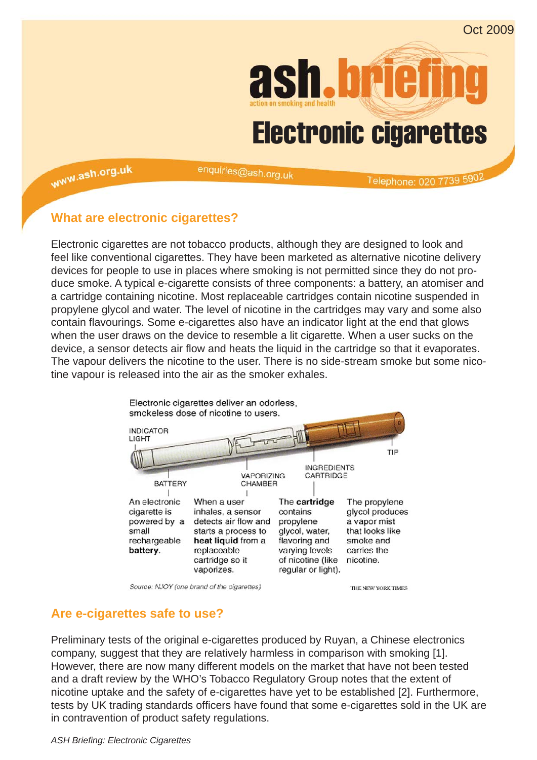Oct 2009

# ash.briefing

action on smoking and health

# Electronic cigarettes

www.ash.org.uk enquiries@ash.org.uk Telephone: 020 7739 5902

## What are electronic cigarettes?

Electronic cigarettes are not tobacco products, although they are designed to look and feel like conventional cigarettes. They have been marketed as alternative nicotine delivery devices for people to use in places where smoking is not permitted since they do not produce smoke. A typical e-cigarette consists of three components: a battery, an atomiser and a cartridge containing nicotine. Most replaceable cartridges contain nicotine suspended in propylene glycol and water. The level of nicotine in the cartridges may vary and some also contain flavourings. Some e-cigarettes also have an indicator light at the end that glows when the user draws on the device to resemble a lit cigarette. When a user sucks on the device, a sensor detects air flow and heats the liquid in the cartridge so that it evaporates. The vapour delivers the nicotine to the user. There is no side-stream smoke but some nicotine vapour is released into the air as the smoker exhales.

Electronic cigarettes deliver an odorless, smokeless dose of nicotine to users.

INDICATOR LIGHT — BATTERY — VAPORIZING CHAMBER — INGREDIENTS CARTRIDGE — TIP

An electronic cigarette is powered by a small rechargeable **battery**.

When a user inhales, a sensor detects air flow and starts a process to **heat liquid** from a replaceable cartridge so it vaporizes.

The **cartridge** contains propylene glycol, water, flavoring and varying levels of nicotine (like regular or light).

The propylene glycol produces a vapor mist that looks like smoke and carries the nicotine.

*Source: NJOY (one brand of the cigarettes)* THE NEW YORK TIMES

## Are e-cigarettes safe to use?

Preliminary tests of the original e-cigarettes produced by Ruyan, a Chinese electronics company, suggest that they are relatively harmless in comparison with smoking [1]. However, there are now many different models on the market that have not been tested and a draft review by the WHO's Tobacco Regulatory Group notes that the extent of nicotine uptake and the safety of e-cigarettes have yet to be established [2]. Furthermore, tests by UK trading standards officers have found that some e-cigarettes sold in the UK are in contravention of product safety regulations.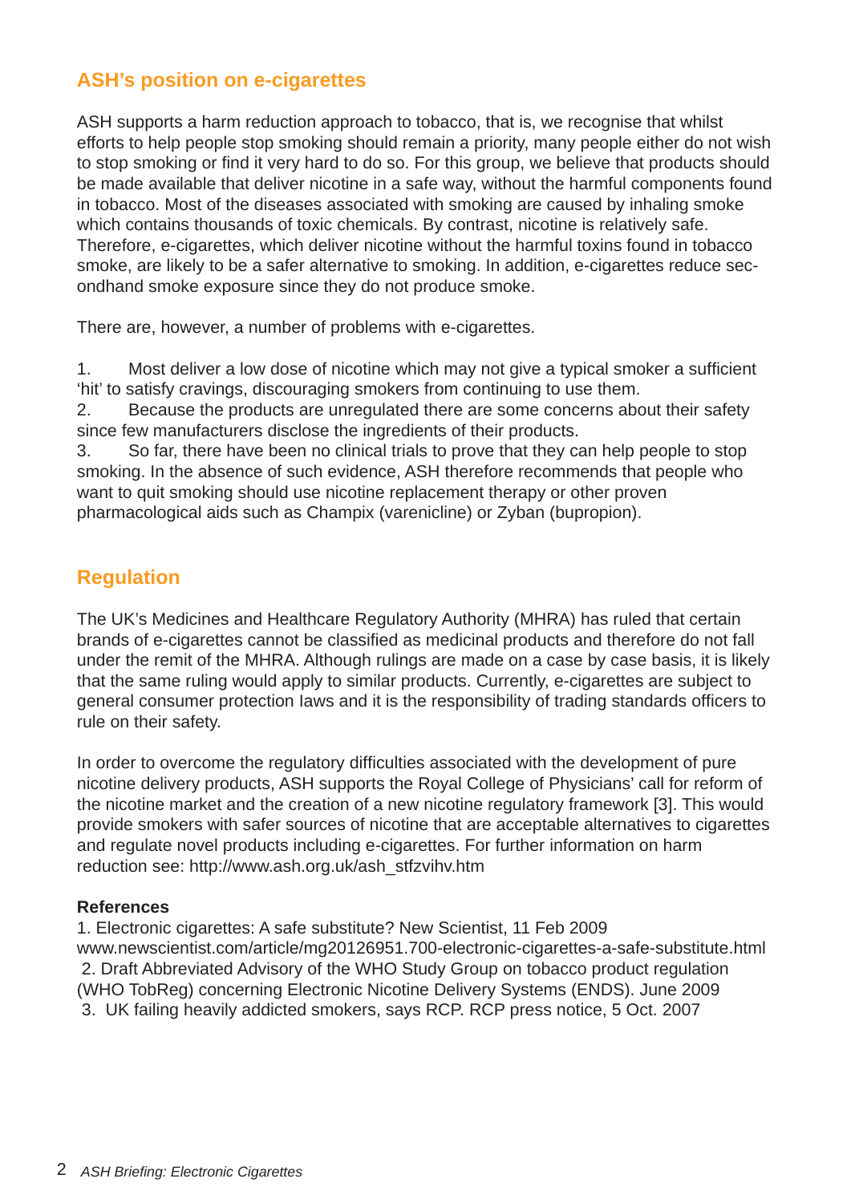## ASH's position on e-cigarettes

ASH supports a harm reduction approach to tobacco, that is, we recognise that whilst efforts to help people stop smoking should remain a priority, many people either do not wish to stop smoking or find it very hard to do so. For this group, we believe that products should be made available that deliver nicotine in a safe way, without the harmful components found in tobacco. Most of the diseases associated with smoking are caused by inhaling smoke which contains thousands of toxic chemicals. By contrast, nicotine is relatively safe. Therefore, e-cigarettes, which deliver nicotine without the harmful toxins found in tobacco smoke, are likely to be a safer alternative to smoking. In addition, e-cigarettes reduce secondhand smoke exposure since they do not produce smoke.

There are, however, a number of problems with e-cigarettes.

1. Most deliver a low dose of nicotine which may not give a typical smoker a sufficient 'hit' to satisfy cravings, discouraging smokers from continuing to use them.
2. Because the products are unregulated there are some concerns about their safety since few manufacturers disclose the ingredients of their products.
3. So far, there have been no clinical trials to prove that they can help people to stop smoking. In the absence of such evidence, ASH therefore recommends that people who want to quit smoking should use nicotine replacement therapy or other proven pharmacological aids such as Champix (varenicline) or Zyban (bupropion).

## Regulation

The UK's Medicines and Healthcare Regulatory Authority (MHRA) has ruled that certain brands of e-cigarettes cannot be classified as medicinal products and therefore do not fall under the remit of the MHRA. Although rulings are made on a case by case basis, it is likely that the same ruling would apply to similar products. Currently, e-cigarettes are subject to general consumer protection laws and it is the responsibility of trading standards officers to rule on their safety.

In order to overcome the regulatory difficulties associated with the development of pure nicotine delivery products, ASH supports the Royal College of Physicians' call for reform of the nicotine market and the creation of a new nicotine regulatory framework [3]. This would provide smokers with safer sources of nicotine that are acceptable alternatives to cigarettes and regulate novel products including e-cigarettes. For further information on harm reduction see: http://www.ash.org.uk/ash_stfzvihv.htm

**References**

1. Electronic cigarettes: A safe substitute? New Scientist, 11 Feb 2009 www.newscientist.com/article/mg20126951.700-electronic-cigarettes-a-safe-substitute.html
2. Draft Abbreviated Advisory of the WHO Study Group on tobacco product regulation (WHO TobReg) concerning Electronic Nicotine Delivery Systems (ENDS). June 2009
3. UK failing heavily addicted smokers, says RCP. RCP press notice, 5 Oct. 2007